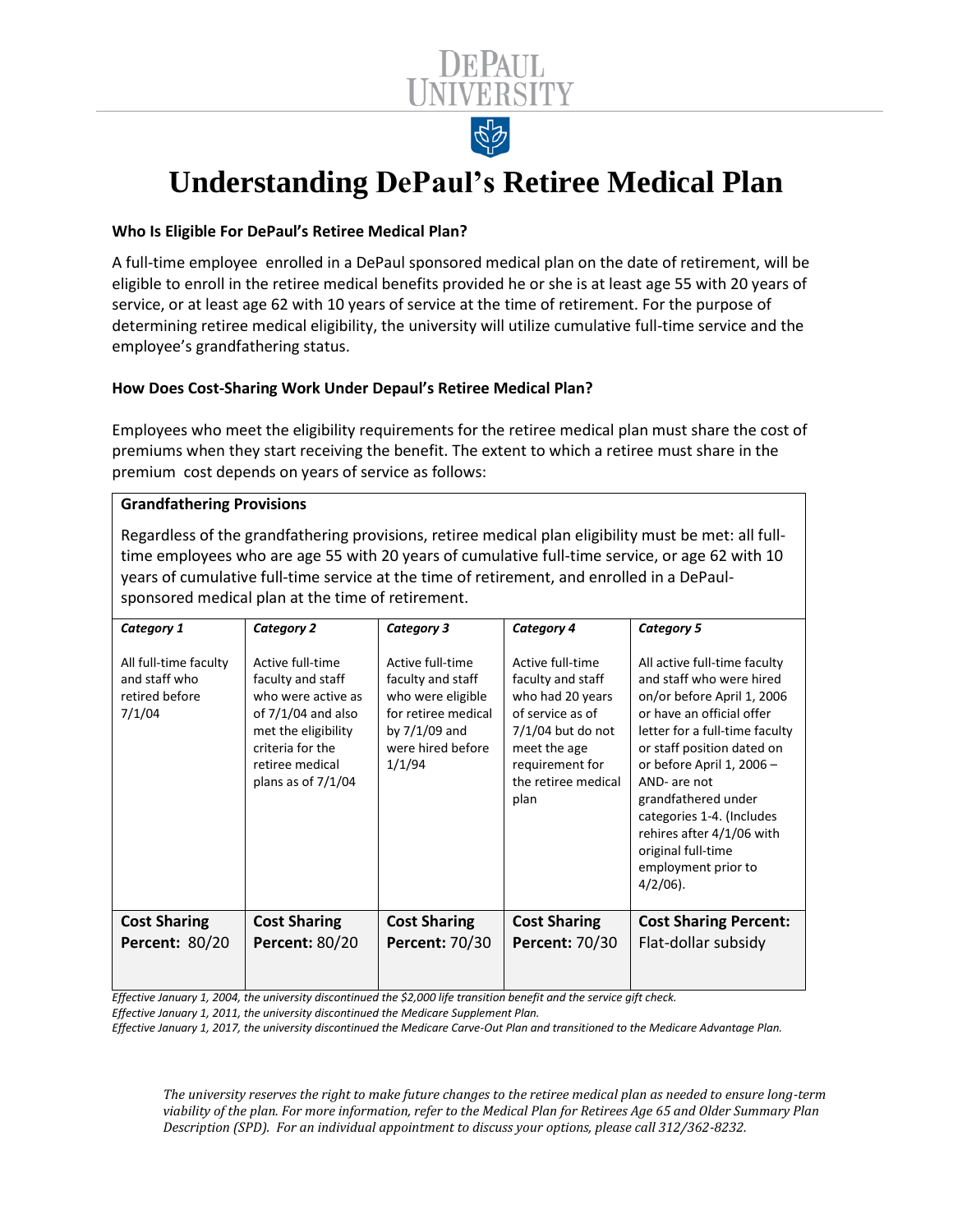# Understanding DePaul's Retiree Medical Plan

**Who Is Eligible For DePaul's Retiree Medical Plan?**

A full-time employee enrolled in a DePaul sponsored medical plan on the date of retirement, will be eligible to enroll in the retiree medical benefits provided he or she is at least age 55 with 20 years of service, or at least age 62 with 10 years of service at the time of retirement. For the purpose of determining retiree medical eligibility, the university will utilize cumulative full-time service and the employee's grandfathering status.

**How Does Cost-Sharing Work Under Depaul's Retiree Medical Plan?**

Employees who meet the eligibility requirements for the retiree medical plan must share the cost of premiums when they start receiving the benefit. The extent to which a retiree must share in the premium cost depends on years of service as follows:

**Grandfathering Provisions**

Regardless of the grandfathering provisions, retiree medical plan eligibility must be met: all full-time employees who are age 55 with 20 years of cumulative full-time service, or age 62 with 10 years of cumulative full-time service at the time of retirement, and enrolled in a DePaul-sponsored medical plan at the time of retirement.

| *Category 1* | *Category 2* | *Category 3* | *Category 4* | *Category 5* |
|---|---|---|---|---|
| All full-time faculty and staff who retired before 7/1/04 | Active full-time faculty and staff who were active as of 7/1/04 and also met the eligibility criteria for the retiree medical plans as of 7/1/04 | Active full-time faculty and staff who were eligible for retiree medical by 7/1/09 and were hired before 1/1/94 | Active full-time faculty and staff who had 20 years of service as of 7/1/04 but do not meet the age requirement for the retiree medical plan | All active full-time faculty and staff who were hired on/or before April 1, 2006 or have an official offer letter for a full-time faculty or staff position dated on or before April 1, 2006 – AND- are not grandfathered under categories 1-4. (Includes rehires after 4/1/06 with original full-time employment prior to 4/2/06). |
| **Cost Sharing Percent:** 80/20 | **Cost Sharing Percent:** 80/20 | **Cost Sharing Percent:** 70/30 | **Cost Sharing Percent:** 70/30 | **Cost Sharing Percent:** Flat-dollar subsidy |

*Effective January 1, 2004, the university discontinued the $2,000 life transition benefit and the service gift check.*
*Effective January 1, 2011, the university discontinued the Medicare Supplement Plan.*
*Effective January 1, 2017, the university discontinued the Medicare Carve-Out Plan and transitioned to the Medicare Advantage Plan.*

*The university reserves the right to make future changes to the retiree medical plan as needed to ensure long-term viability of the plan. For more information, refer to the Medical Plan for Retirees Age 65 and Older Summary Plan Description (SPD). For an individual appointment to discuss your options, please call 312/362-8232.*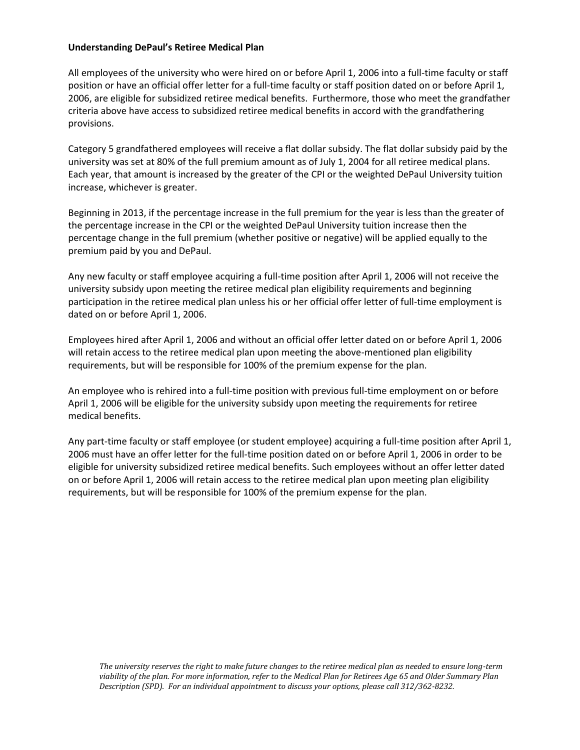**Understanding DePaul's Retiree Medical Plan**

All employees of the university who were hired on or before April 1, 2006 into a full-time faculty or staff position or have an official offer letter for a full-time faculty or staff position dated on or before April 1, 2006, are eligible for subsidized retiree medical benefits. Furthermore, those who meet the grandfather criteria above have access to subsidized retiree medical benefits in accord with the grandfathering provisions.

Category 5 grandfathered employees will receive a flat dollar subsidy. The flat dollar subsidy paid by the university was set at 80% of the full premium amount as of July 1, 2004 for all retiree medical plans. Each year, that amount is increased by the greater of the CPI or the weighted DePaul University tuition increase, whichever is greater.

Beginning in 2013, if the percentage increase in the full premium for the year is less than the greater of the percentage increase in the CPI or the weighted DePaul University tuition increase then the percentage change in the full premium (whether positive or negative) will be applied equally to the premium paid by you and DePaul.

Any new faculty or staff employee acquiring a full-time position after April 1, 2006 will not receive the university subsidy upon meeting the retiree medical plan eligibility requirements and beginning participation in the retiree medical plan unless his or her official offer letter of full-time employment is dated on or before April 1, 2006.

Employees hired after April 1, 2006 and without an official offer letter dated on or before April 1, 2006 will retain access to the retiree medical plan upon meeting the above-mentioned plan eligibility requirements, but will be responsible for 100% of the premium expense for the plan.

An employee who is rehired into a full-time position with previous full-time employment on or before April 1, 2006 will be eligible for the university subsidy upon meeting the requirements for retiree medical benefits.

Any part-time faculty or staff employee (or student employee) acquiring a full-time position after April 1, 2006 must have an offer letter for the full-time position dated on or before April 1, 2006 in order to be eligible for university subsidized retiree medical benefits. Such employees without an offer letter dated on or before April 1, 2006 will retain access to the retiree medical plan upon meeting plan eligibility requirements, but will be responsible for 100% of the premium expense for the plan.

*The university reserves the right to make future changes to the retiree medical plan as needed to ensure long-term viability of the plan. For more information, refer to the Medical Plan for Retirees Age 65 and Older Summary Plan Description (SPD). For an individual appointment to discuss your options, please call 312/362-8232.*